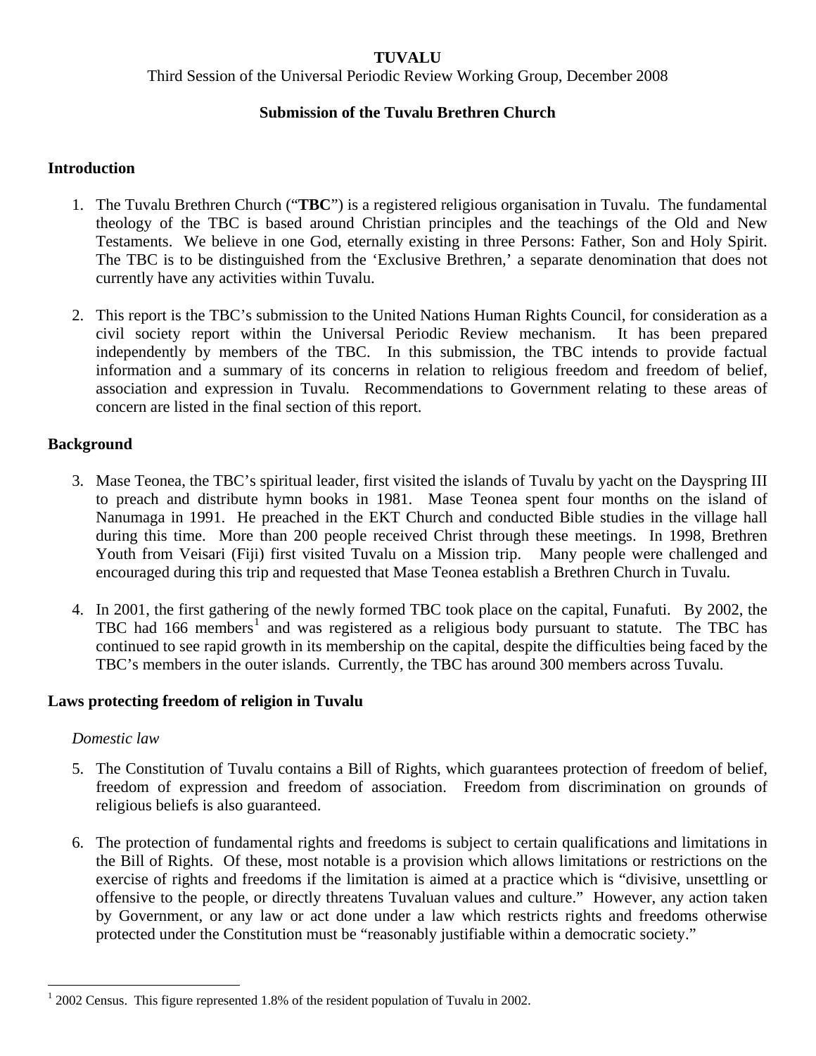**TUVALU**

Third Session of the Universal Periodic Review Working Group, December 2008

**Submission of the Tuvalu Brethren Church**

## Introduction

1. The Tuvalu Brethren Church ("**TBC**") is a registered religious organisation in Tuvalu. The fundamental theology of the TBC is based around Christian principles and the teachings of the Old and New Testaments. We believe in one God, eternally existing in three Persons: Father, Son and Holy Spirit. The TBC is to be distinguished from the 'Exclusive Brethren,' a separate denomination that does not currently have any activities within Tuvalu.

2. This report is the TBC's submission to the United Nations Human Rights Council, for consideration as a civil society report within the Universal Periodic Review mechanism. It has been prepared independently by members of the TBC. In this submission, the TBC intends to provide factual information and a summary of its concerns in relation to religious freedom and freedom of belief, association and expression in Tuvalu. Recommendations to Government relating to these areas of concern are listed in the final section of this report.

## Background

3. Mase Teonea, the TBC's spiritual leader, first visited the islands of Tuvalu by yacht on the Dayspring III to preach and distribute hymn books in 1981. Mase Teonea spent four months on the island of Nanumaga in 1991. He preached in the EKT Church and conducted Bible studies in the village hall during this time. More than 200 people received Christ through these meetings. In 1998, Brethren Youth from Veisari (Fiji) first visited Tuvalu on a Mission trip. Many people were challenged and encouraged during this trip and requested that Mase Teonea establish a Brethren Church in Tuvalu.

4. In 2001, the first gathering of the newly formed TBC took place on the capital, Funafuti. By 2002, the TBC had 166 members[1] and was registered as a religious body pursuant to statute. The TBC has continued to see rapid growth in its membership on the capital, despite the difficulties being faced by the TBC's members in the outer islands. Currently, the TBC has around 300 members across Tuvalu.

## Laws protecting freedom of religion in Tuvalu

### *Domestic law*

5. The Constitution of Tuvalu contains a Bill of Rights, which guarantees protection of freedom of belief, freedom of expression and freedom of association. Freedom from discrimination on grounds of religious beliefs is also guaranteed.

6. The protection of fundamental rights and freedoms is subject to certain qualifications and limitations in the Bill of Rights. Of these, most notable is a provision which allows limitations or restrictions on the exercise of rights and freedoms if the limitation is aimed at a practice which is "divisive, unsettling or offensive to the people, or directly threatens Tuvaluan values and culture." However, any action taken by Government, or any law or act done under a law which restricts rights and freedoms otherwise protected under the Constitution must be "reasonably justifiable within a democratic society."

---

[1] 2002 Census. This figure represented 1.8% of the resident population of Tuvalu in 2002.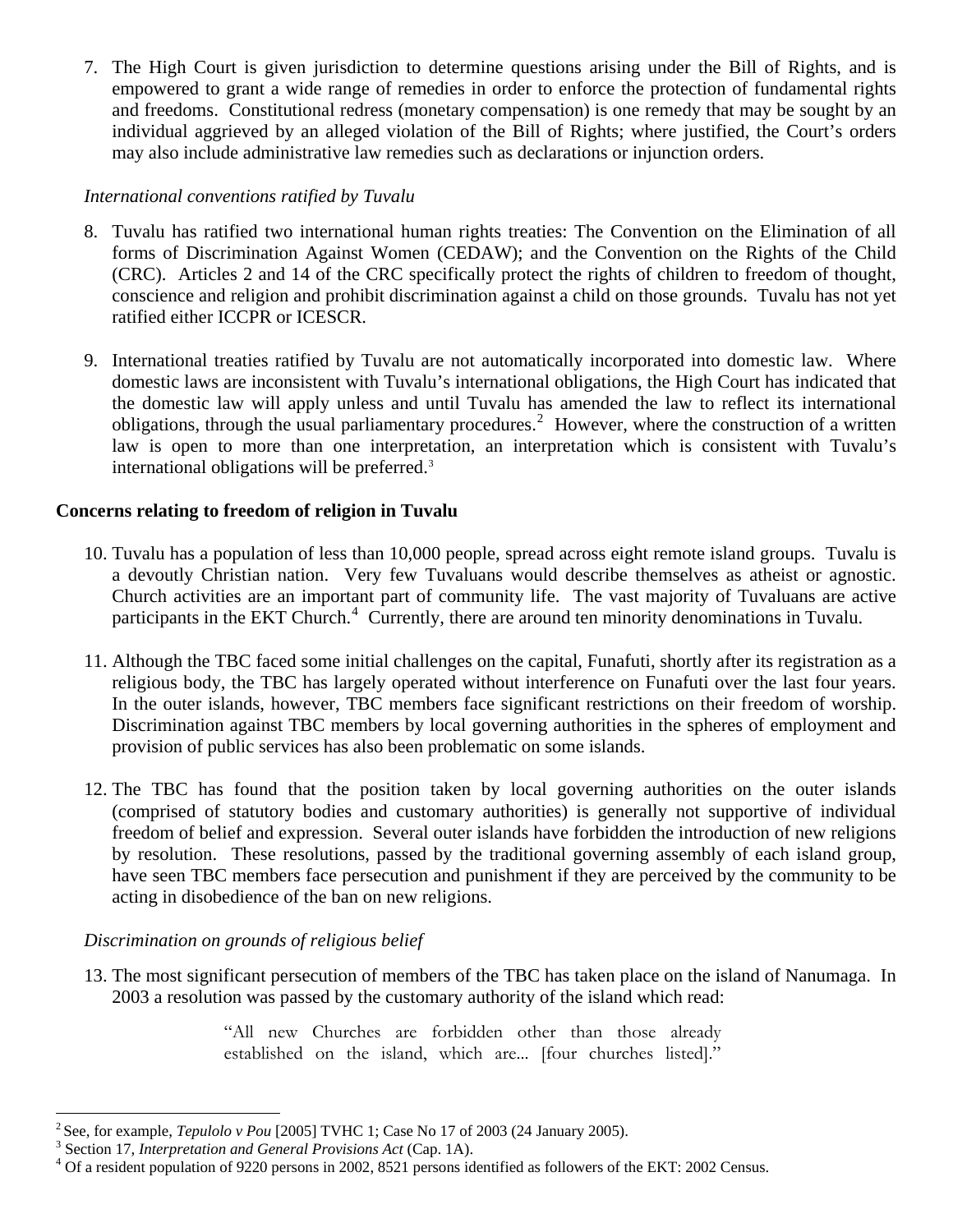7. The High Court is given jurisdiction to determine questions arising under the Bill of Rights, and is empowered to grant a wide range of remedies in order to enforce the protection of fundamental rights and freedoms. Constitutional redress (monetary compensation) is one remedy that may be sought by an individual aggrieved by an alleged violation of the Bill of Rights; where justified, the Court's orders may also include administrative law remedies such as declarations or injunction orders.

*International conventions ratified by Tuvalu*

8. Tuvalu has ratified two international human rights treaties: The Convention on the Elimination of all forms of Discrimination Against Women (CEDAW); and the Convention on the Rights of the Child (CRC). Articles 2 and 14 of the CRC specifically protect the rights of children to freedom of thought, conscience and religion and prohibit discrimination against a child on those grounds. Tuvalu has not yet ratified either ICCPR or ICESCR.

9. International treaties ratified by Tuvalu are not automatically incorporated into domestic law. Where domestic laws are inconsistent with Tuvalu's international obligations, the High Court has indicated that the domestic law will apply unless and until Tuvalu has amended the law to reflect its international obligations, through the usual parliamentary procedures.[2] However, where the construction of a written law is open to more than one interpretation, an interpretation which is consistent with Tuvalu's international obligations will be preferred.[3]

**Concerns relating to freedom of religion in Tuvalu**

10. Tuvalu has a population of less than 10,000 people, spread across eight remote island groups. Tuvalu is a devoutly Christian nation. Very few Tuvaluans would describe themselves as atheist or agnostic. Church activities are an important part of community life. The vast majority of Tuvaluans are active participants in the EKT Church.[4] Currently, there are around ten minority denominations in Tuvalu.

11. Although the TBC faced some initial challenges on the capital, Funafuti, shortly after its registration as a religious body, the TBC has largely operated without interference on Funafuti over the last four years. In the outer islands, however, TBC members face significant restrictions on their freedom of worship. Discrimination against TBC members by local governing authorities in the spheres of employment and provision of public services has also been problematic on some islands.

12. The TBC has found that the position taken by local governing authorities on the outer islands (comprised of statutory bodies and customary authorities) is generally not supportive of individual freedom of belief and expression. Several outer islands have forbidden the introduction of new religions by resolution. These resolutions, passed by the traditional governing assembly of each island group, have seen TBC members face persecution and punishment if they are perceived by the community to be acting in disobedience of the ban on new religions.

*Discrimination on grounds of religious belief*

13. The most significant persecution of members of the TBC has taken place on the island of Nanumaga. In 2003 a resolution was passed by the customary authority of the island which read:

> "All new Churches are forbidden other than those already established on the island, which are... [four churches listed]."

---

[2] See, for example, *Tepulolo v Pou* [2005] TVHC 1; Case No 17 of 2003 (24 January 2005).

[3] Section 17, *Interpretation and General Provisions Act* (Cap. 1A).

[4] Of a resident population of 9220 persons in 2002, 8521 persons identified as followers of the EKT: 2002 Census.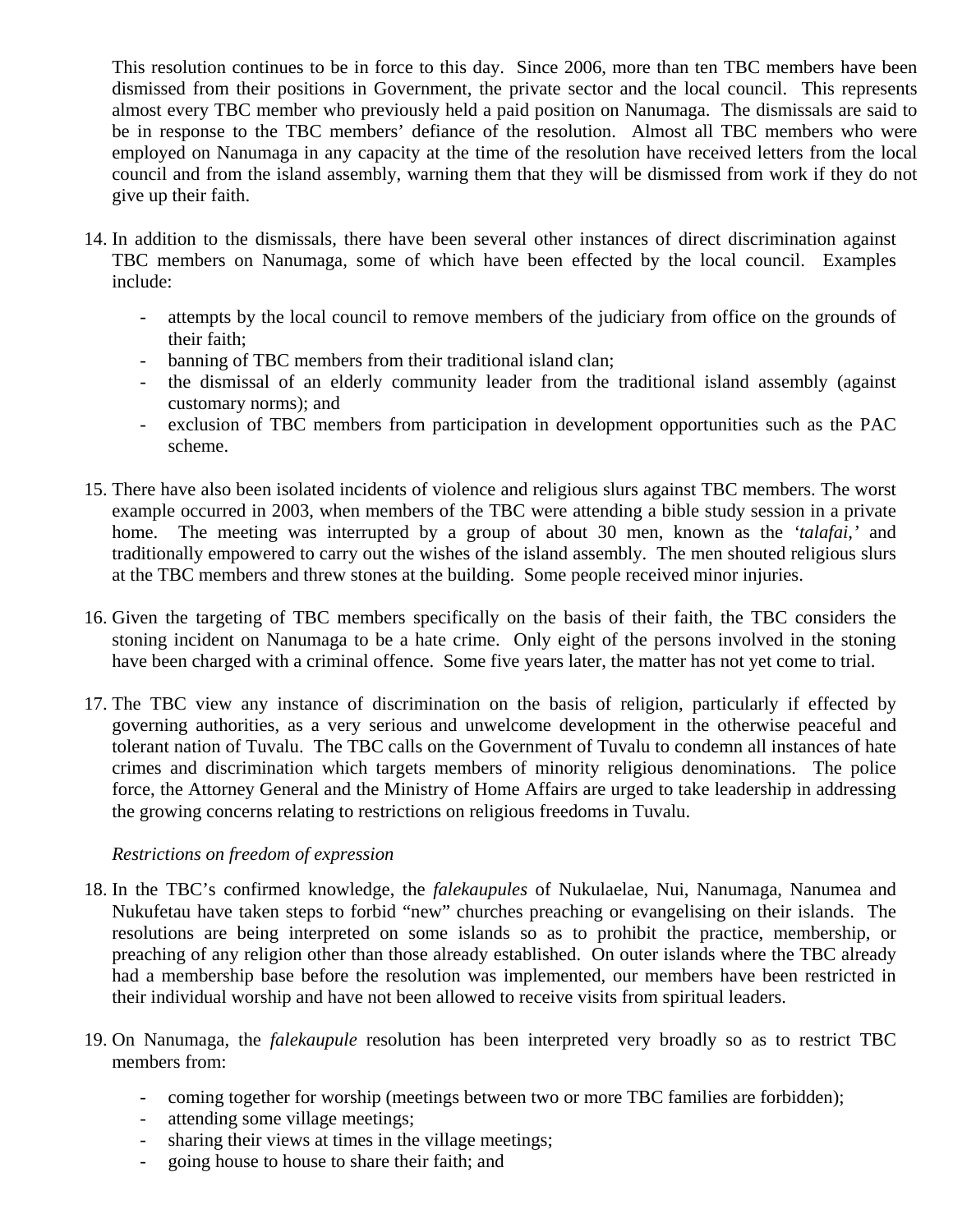This resolution continues to be in force to this day. Since 2006, more than ten TBC members have been dismissed from their positions in Government, the private sector and the local council. This represents almost every TBC member who previously held a paid position on Nanumaga. The dismissals are said to be in response to the TBC members' defiance of the resolution. Almost all TBC members who were employed on Nanumaga in any capacity at the time of the resolution have received letters from the local council and from the island assembly, warning them that they will be dismissed from work if they do not give up their faith.

14. In addition to the dismissals, there have been several other instances of direct discrimination against TBC members on Nanumaga, some of which have been effected by the local council. Examples include:

    - attempts by the local council to remove members of the judiciary from office on the grounds of their faith;
    - banning of TBC members from their traditional island clan;
    - the dismissal of an elderly community leader from the traditional island assembly (against customary norms); and
    - exclusion of TBC members from participation in development opportunities such as the PAC scheme.

15. There have also been isolated incidents of violence and religious slurs against TBC members. The worst example occurred in 2003, when members of the TBC were attending a bible study session in a private home. The meeting was interrupted by a group of about 30 men, known as the *'talafai,'* and traditionally empowered to carry out the wishes of the island assembly. The men shouted religious slurs at the TBC members and threw stones at the building. Some people received minor injuries.

16. Given the targeting of TBC members specifically on the basis of their faith, the TBC considers the stoning incident on Nanumaga to be a hate crime. Only eight of the persons involved in the stoning have been charged with a criminal offence. Some five years later, the matter has not yet come to trial.

17. The TBC view any instance of discrimination on the basis of religion, particularly if effected by governing authorities, as a very serious and unwelcome development in the otherwise peaceful and tolerant nation of Tuvalu. The TBC calls on the Government of Tuvalu to condemn all instances of hate crimes and discrimination which targets members of minority religious denominations. The police force, the Attorney General and the Ministry of Home Affairs are urged to take leadership in addressing the growing concerns relating to restrictions on religious freedoms in Tuvalu.

*Restrictions on freedom of expression*

18. In the TBC's confirmed knowledge, the *falekaupules* of Nukulaelae, Nui, Nanumaga, Nanumea and Nukufetau have taken steps to forbid "new" churches preaching or evangelising on their islands. The resolutions are being interpreted on some islands so as to prohibit the practice, membership, or preaching of any religion other than those already established. On outer islands where the TBC already had a membership base before the resolution was implemented, our members have been restricted in their individual worship and have not been allowed to receive visits from spiritual leaders.

19. On Nanumaga, the *falekaupule* resolution has been interpreted very broadly so as to restrict TBC members from:

    - coming together for worship (meetings between two or more TBC families are forbidden);
    - attending some village meetings;
    - sharing their views at times in the village meetings;
    - going house to house to share their faith; and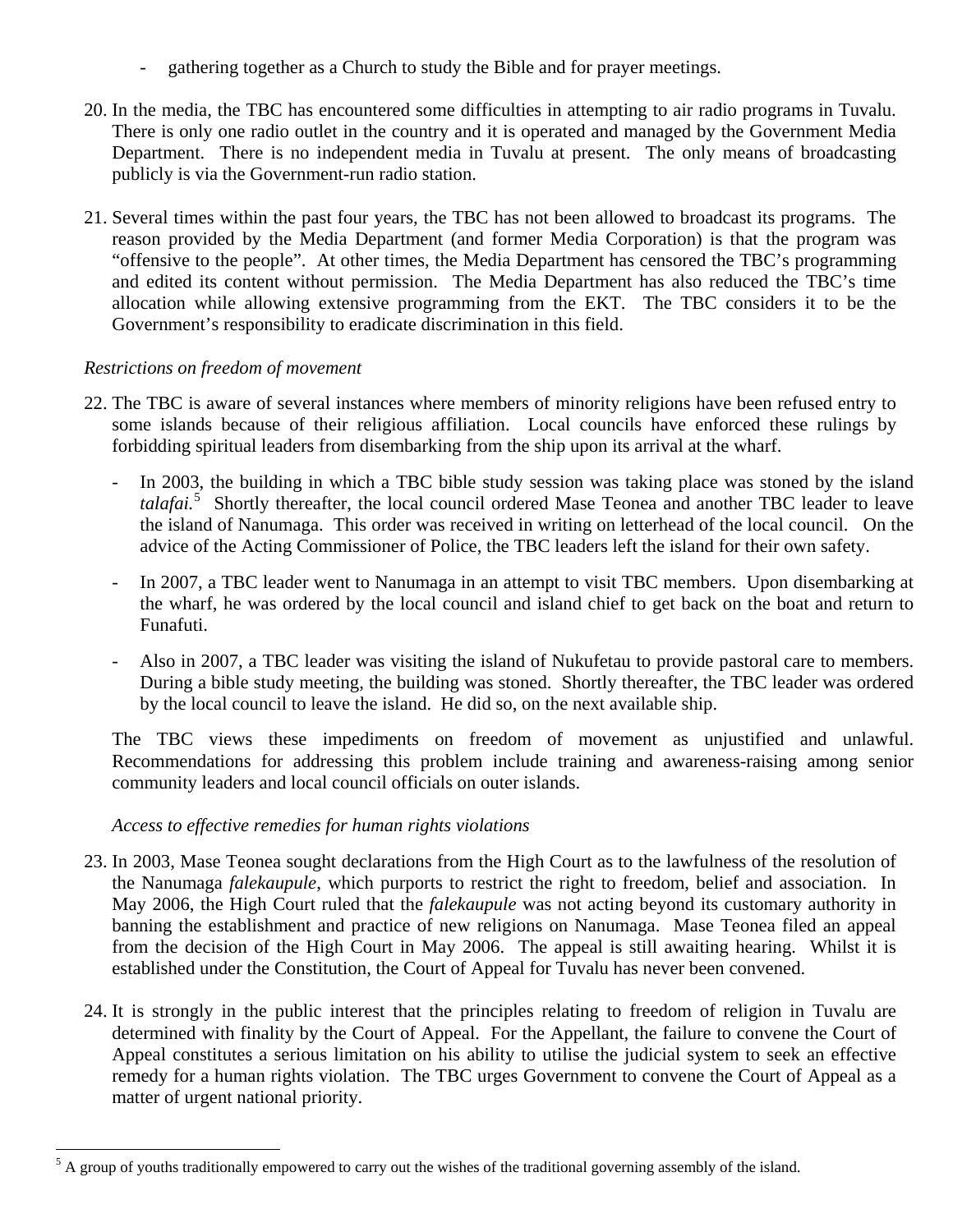- gathering together as a Church to study the Bible and for prayer meetings.

20. In the media, the TBC has encountered some difficulties in attempting to air radio programs in Tuvalu. There is only one radio outlet in the country and it is operated and managed by the Government Media Department. There is no independent media in Tuvalu at present. The only means of broadcasting publicly is via the Government-run radio station.

21. Several times within the past four years, the TBC has not been allowed to broadcast its programs. The reason provided by the Media Department (and former Media Corporation) is that the program was "offensive to the people". At other times, the Media Department has censored the TBC's programming and edited its content without permission. The Media Department has also reduced the TBC's time allocation while allowing extensive programming from the EKT. The TBC considers it to be the Government's responsibility to eradicate discrimination in this field.

*Restrictions on freedom of movement*

22. The TBC is aware of several instances where members of minority religions have been refused entry to some islands because of their religious affiliation. Local councils have enforced these rulings by forbidding spiritual leaders from disembarking from the ship upon its arrival at the wharf.

    - In 2003, the building in which a TBC bible study session was taking place was stoned by the island *talafai.*[5] Shortly thereafter, the local council ordered Mase Teonea and another TBC leader to leave the island of Nanumaga. This order was received in writing on letterhead of the local council. On the advice of the Acting Commissioner of Police, the TBC leaders left the island for their own safety.

    - In 2007, a TBC leader went to Nanumaga in an attempt to visit TBC members. Upon disembarking at the wharf, he was ordered by the local council and island chief to get back on the boat and return to Funafuti.

    - Also in 2007, a TBC leader was visiting the island of Nukufetau to provide pastoral care to members. During a bible study meeting, the building was stoned. Shortly thereafter, the TBC leader was ordered by the local council to leave the island. He did so, on the next available ship.

    The TBC views these impediments on freedom of movement as unjustified and unlawful. Recommendations for addressing this problem include training and awareness-raising among senior community leaders and local council officials on outer islands.

*Access to effective remedies for human rights violations*

23. In 2003, Mase Teonea sought declarations from the High Court as to the lawfulness of the resolution of the Nanumaga *falekaupule*, which purports to restrict the right to freedom, belief and association. In May 2006, the High Court ruled that the *falekaupule* was not acting beyond its customary authority in banning the establishment and practice of new religions on Nanumaga. Mase Teonea filed an appeal from the decision of the High Court in May 2006. The appeal is still awaiting hearing. Whilst it is established under the Constitution, the Court of Appeal for Tuvalu has never been convened.

24. It is strongly in the public interest that the principles relating to freedom of religion in Tuvalu are determined with finality by the Court of Appeal. For the Appellant, the failure to convene the Court of Appeal constitutes a serious limitation on his ability to utilise the judicial system to seek an effective remedy for a human rights violation. The TBC urges Government to convene the Court of Appeal as a matter of urgent national priority.

---

[5] A group of youths traditionally empowered to carry out the wishes of the traditional governing assembly of the island.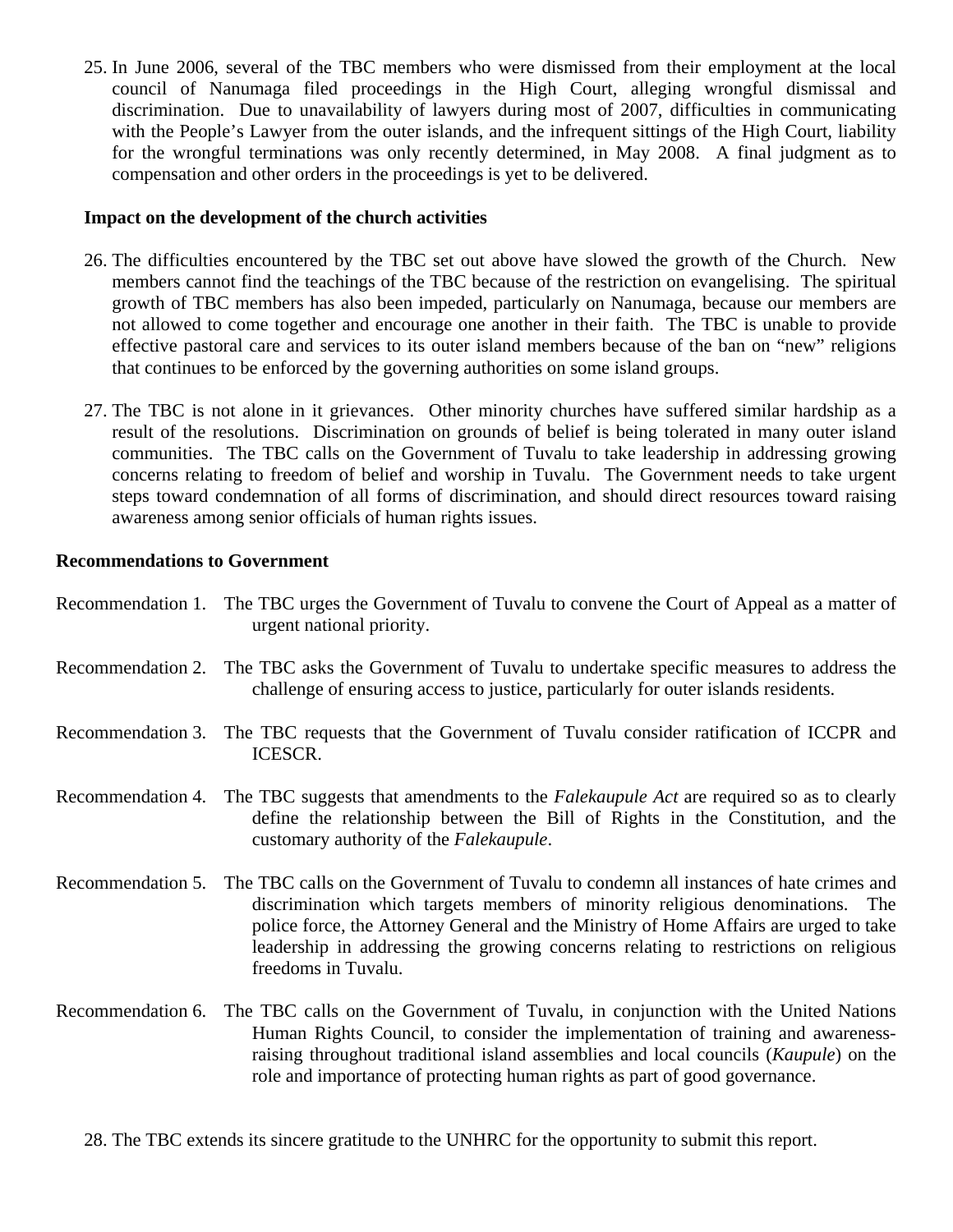25. In June 2006, several of the TBC members who were dismissed from their employment at the local council of Nanumaga filed proceedings in the High Court, alleging wrongful dismissal and discrimination. Due to unavailability of lawyers during most of 2007, difficulties in communicating with the People's Lawyer from the outer islands, and the infrequent sittings of the High Court, liability for the wrongful terminations was only recently determined, in May 2008. A final judgment as to compensation and other orders in the proceedings is yet to be delivered.

**Impact on the development of the church activities**

26. The difficulties encountered by the TBC set out above have slowed the growth of the Church. New members cannot find the teachings of the TBC because of the restriction on evangelising. The spiritual growth of TBC members has also been impeded, particularly on Nanumaga, because our members are not allowed to come together and encourage one another in their faith. The TBC is unable to provide effective pastoral care and services to its outer island members because of the ban on "new" religions that continues to be enforced by the governing authorities on some island groups.

27. The TBC is not alone in it grievances. Other minority churches have suffered similar hardship as a result of the resolutions. Discrimination on grounds of belief is being tolerated in many outer island communities. The TBC calls on the Government of Tuvalu to take leadership in addressing growing concerns relating to freedom of belief and worship in Tuvalu. The Government needs to take urgent steps toward condemnation of all forms of discrimination, and should direct resources toward raising awareness among senior officials of human rights issues.

**Recommendations to Government**

Recommendation 1. The TBC urges the Government of Tuvalu to convene the Court of Appeal as a matter of urgent national priority.

Recommendation 2. The TBC asks the Government of Tuvalu to undertake specific measures to address the challenge of ensuring access to justice, particularly for outer islands residents.

Recommendation 3. The TBC requests that the Government of Tuvalu consider ratification of ICCPR and ICESCR.

Recommendation 4. The TBC suggests that amendments to the *Falekaupule Act* are required so as to clearly define the relationship between the Bill of Rights in the Constitution, and the customary authority of the *Falekaupule*.

Recommendation 5. The TBC calls on the Government of Tuvalu to condemn all instances of hate crimes and discrimination which targets members of minority religious denominations. The police force, the Attorney General and the Ministry of Home Affairs are urged to take leadership in addressing the growing concerns relating to restrictions on religious freedoms in Tuvalu.

Recommendation 6. The TBC calls on the Government of Tuvalu, in conjunction with the United Nations Human Rights Council, to consider the implementation of training and awareness-raising throughout traditional island assemblies and local councils (*Kaupule*) on the role and importance of protecting human rights as part of good governance.

28. The TBC extends its sincere gratitude to the UNHRC for the opportunity to submit this report.